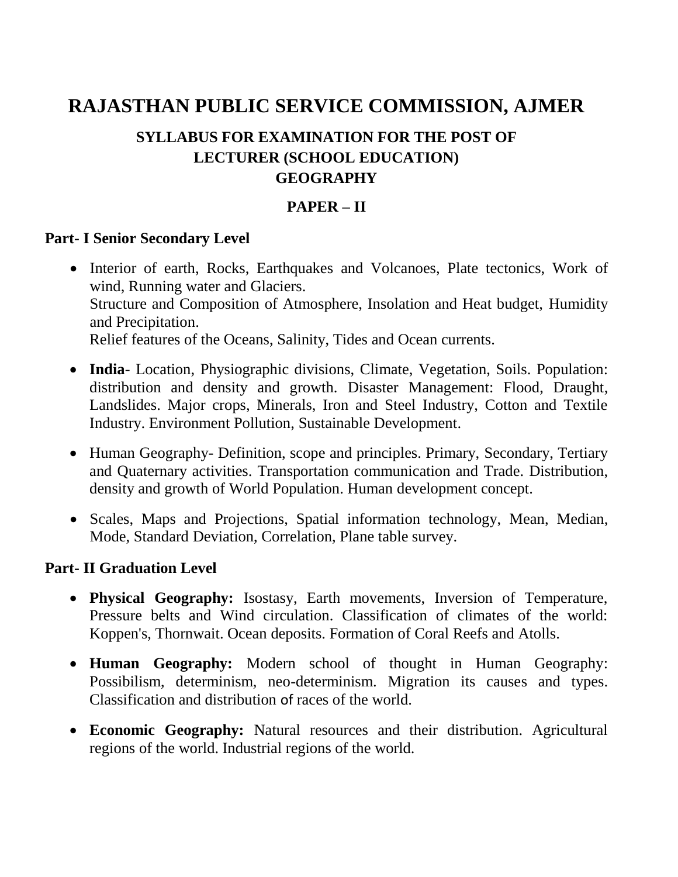# RAJASTHAN PUBLIC SERVICE COMMISSION, AJMER

## SYLLABUS FOR EXAMINATION FOR THE POST OF LECTURER (SCHOOL EDUCATION) GEOGRAPHY

## PAPER – II

### Part- I Senior Secondary Level

- Interior of earth, Rocks, Earthquakes and Volcanoes, Plate tectonics, Work of wind, Running water and Glaciers.
  Structure and Composition of Atmosphere, Insolation and Heat budget, Humidity and Precipitation.
  Relief features of the Oceans, Salinity, Tides and Ocean currents.
- **India**- Location, Physiographic divisions, Climate, Vegetation, Soils. Population: distribution and density and growth. Disaster Management: Flood, Draught, Landslides. Major crops, Minerals, Iron and Steel Industry, Cotton and Textile Industry. Environment Pollution, Sustainable Development.
- Human Geography- Definition, scope and principles. Primary, Secondary, Tertiary and Quaternary activities. Transportation communication and Trade. Distribution, density and growth of World Population. Human development concept.
- Scales, Maps and Projections, Spatial information technology, Mean, Median, Mode, Standard Deviation, Correlation, Plane table survey.

### Part- II Graduation Level

- **Physical Geography:** Isostasy, Earth movements, Inversion of Temperature, Pressure belts and Wind circulation. Classification of climates of the world: Koppen's, Thornwait. Ocean deposits. Formation of Coral Reefs and Atolls.
- **Human Geography:** Modern school of thought in Human Geography: Possibilism, determinism, neo-determinism. Migration its causes and types. Classification and distribution of races of the world.
- **Economic Geography:** Natural resources and their distribution. Agricultural regions of the world. Industrial regions of the world.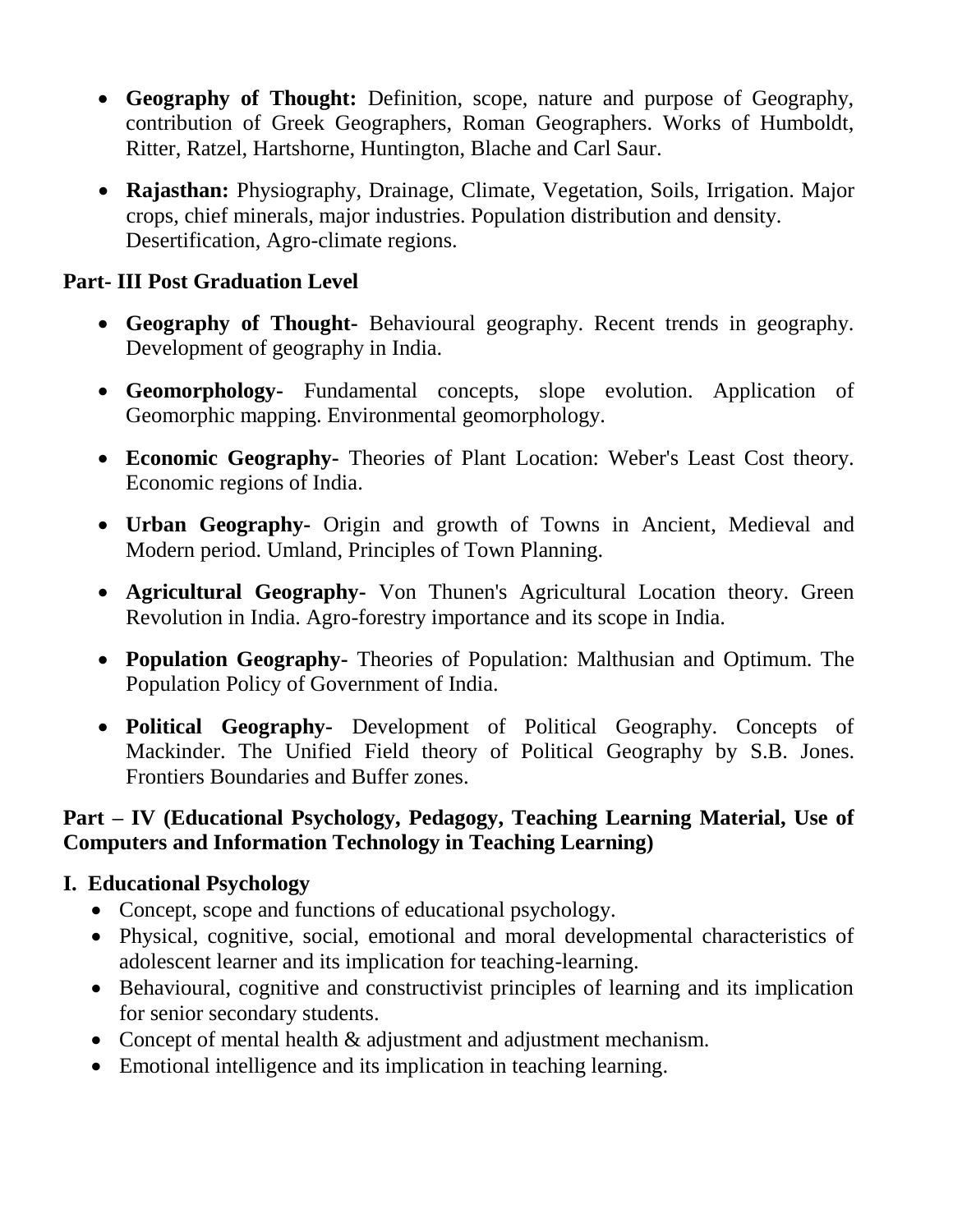- **Geography of Thought:** Definition, scope, nature and purpose of Geography, contribution of Greek Geographers, Roman Geographers. Works of Humboldt, Ritter, Ratzel, Hartshorne, Huntington, Blache and Carl Saur.
- **Rajasthan:** Physiography, Drainage, Climate, Vegetation, Soils, Irrigation. Major crops, chief minerals, major industries. Population distribution and density. Desertification, Agro-climate regions.

### Part- III Post Graduation Level

- **Geography of Thought-** Behavioural geography. Recent trends in geography. Development of geography in India.
- **Geomorphology-** Fundamental concepts, slope evolution. Application of Geomorphic mapping. Environmental geomorphology.
- **Economic Geography-** Theories of Plant Location: Weber's Least Cost theory. Economic regions of India.
- **Urban Geography-** Origin and growth of Towns in Ancient, Medieval and Modern period. Umland, Principles of Town Planning.
- **Agricultural Geography-** Von Thunen's Agricultural Location theory. Green Revolution in India. Agro-forestry importance and its scope in India.
- **Population Geography-** Theories of Population: Malthusian and Optimum. The Population Policy of Government of India.
- **Political Geography-** Development of Political Geography. Concepts of Mackinder. The Unified Field theory of Political Geography by S.B. Jones. Frontiers Boundaries and Buffer zones.

### Part – IV (Educational Psychology, Pedagogy, Teaching Learning Material, Use of Computers and Information Technology in Teaching Learning)

#### I. Educational Psychology

- Concept, scope and functions of educational psychology.
- Physical, cognitive, social, emotional and moral developmental characteristics of adolescent learner and its implication for teaching-learning.
- Behavioural, cognitive and constructivist principles of learning and its implication for senior secondary students.
- Concept of mental health & adjustment and adjustment mechanism.
- Emotional intelligence and its implication in teaching learning.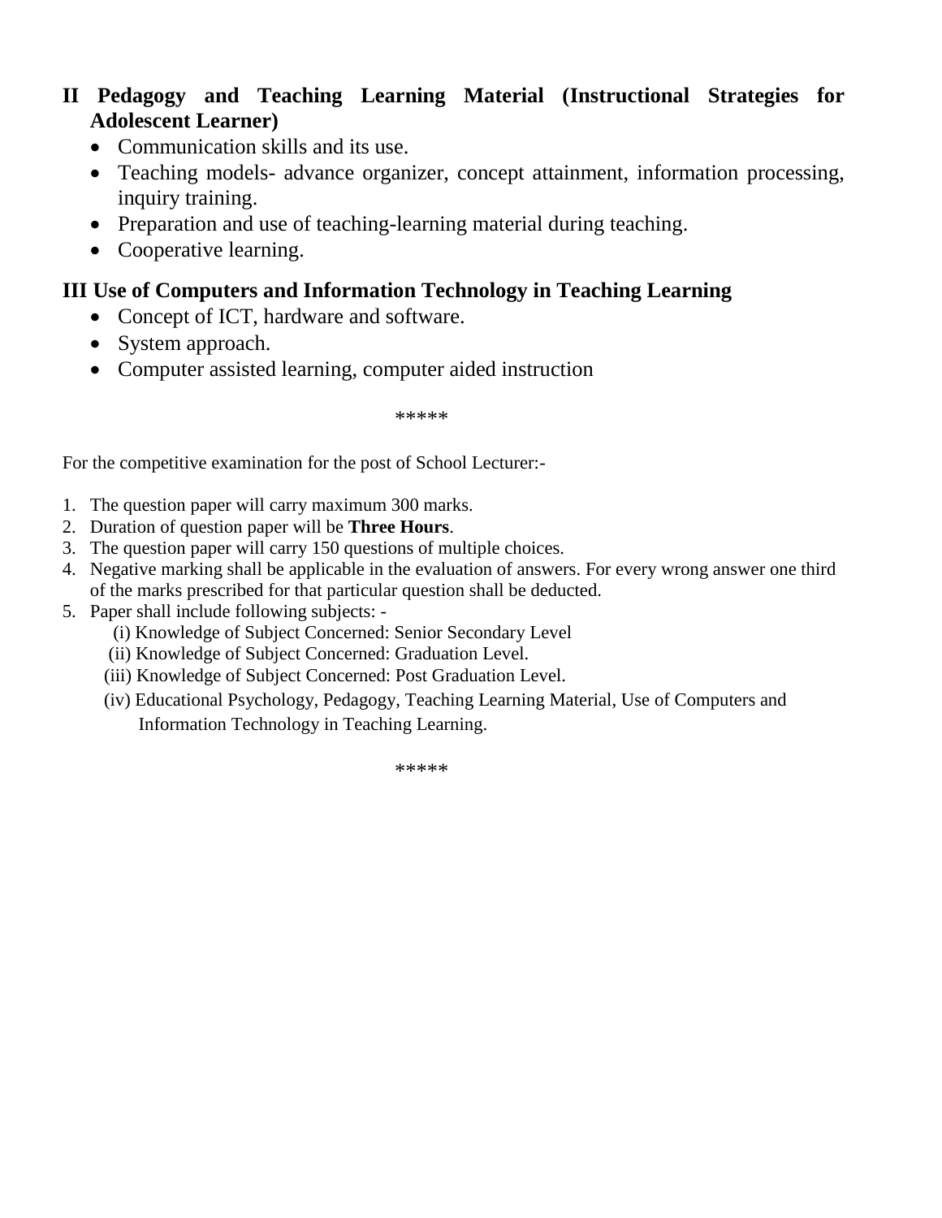### II Pedagogy and Teaching Learning Material (Instructional Strategies for Adolescent Learner)

- Communication skills and its use.
- Teaching models- advance organizer, concept attainment, information processing, inquiry training.
- Preparation and use of teaching-learning material during teaching.
- Cooperative learning.

### III Use of Computers and Information Technology in Teaching Learning

- Concept of ICT, hardware and software.
- System approach.
- Computer assisted learning, computer aided instruction

*****

For the competitive examination for the post of School Lecturer:-

1. The question paper will carry maximum 300 marks.
2. Duration of question paper will be **Three Hours**.
3. The question paper will carry 150 questions of multiple choices.
4. Negative marking shall be applicable in the evaluation of answers. For every wrong answer one third of the marks prescribed for that particular question shall be deducted.
5. Paper shall include following subjects: -
   (i) Knowledge of Subject Concerned: Senior Secondary Level
   (ii) Knowledge of Subject Concerned: Graduation Level.
   (iii) Knowledge of Subject Concerned: Post Graduation Level.
   (iv) Educational Psychology, Pedagogy, Teaching Learning Material, Use of Computers and Information Technology in Teaching Learning.

*****